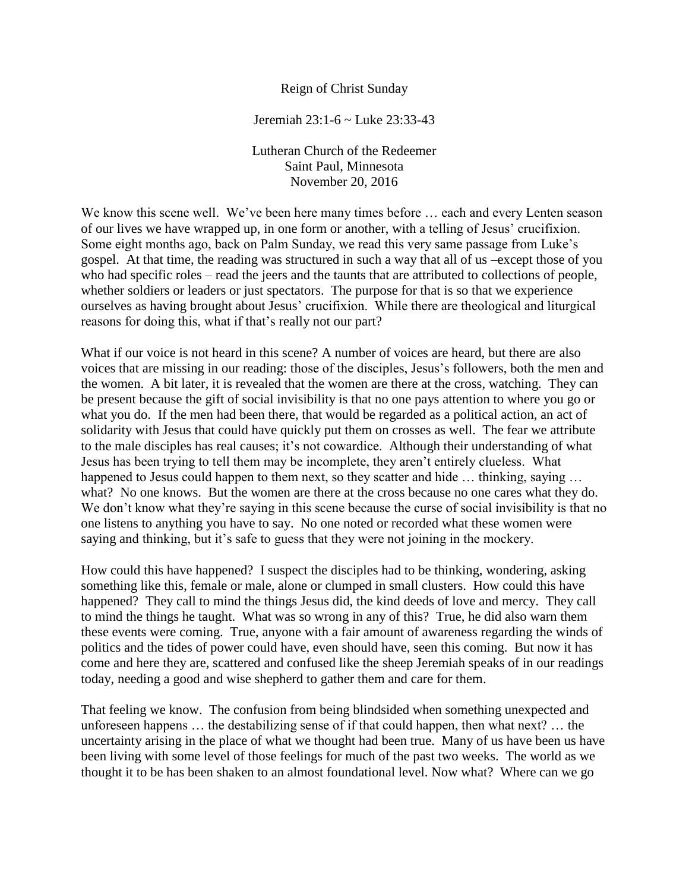Reign of Christ Sunday

Jeremiah 23:1-6 ~ Luke 23:33-43

Lutheran Church of the Redeemer
Saint Paul, Minnesota
November 20, 2016

We know this scene well. We've been here many times before … each and every Lenten season of our lives we have wrapped up, in one form or another, with a telling of Jesus' crucifixion. Some eight months ago, back on Palm Sunday, we read this very same passage from Luke's gospel. At that time, the reading was structured in such a way that all of us –except those of you who had specific roles – read the jeers and the taunts that are attributed to collections of people, whether soldiers or leaders or just spectators. The purpose for that is so that we experience ourselves as having brought about Jesus' crucifixion. While there are theological and liturgical reasons for doing this, what if that's really not our part?

What if our voice is not heard in this scene? A number of voices are heard, but there are also voices that are missing in our reading: those of the disciples, Jesus's followers, both the men and the women. A bit later, it is revealed that the women are there at the cross, watching. They can be present because the gift of social invisibility is that no one pays attention to where you go or what you do. If the men had been there, that would be regarded as a political action, an act of solidarity with Jesus that could have quickly put them on crosses as well. The fear we attribute to the male disciples has real causes; it's not cowardice. Although their understanding of what Jesus has been trying to tell them may be incomplete, they aren't entirely clueless. What happened to Jesus could happen to them next, so they scatter and hide … thinking, saying … what? No one knows. But the women are there at the cross because no one cares what they do. We don't know what they're saying in this scene because the curse of social invisibility is that no one listens to anything you have to say. No one noted or recorded what these women were saying and thinking, but it's safe to guess that they were not joining in the mockery.

How could this have happened? I suspect the disciples had to be thinking, wondering, asking something like this, female or male, alone or clumped in small clusters. How could this have happened? They call to mind the things Jesus did, the kind deeds of love and mercy. They call to mind the things he taught. What was so wrong in any of this? True, he did also warn them these events were coming. True, anyone with a fair amount of awareness regarding the winds of politics and the tides of power could have, even should have, seen this coming. But now it has come and here they are, scattered and confused like the sheep Jeremiah speaks of in our readings today, needing a good and wise shepherd to gather them and care for them.

That feeling we know. The confusion from being blindsided when something unexpected and unforeseen happens … the destabilizing sense of if that could happen, then what next? … the uncertainty arising in the place of what we thought had been true. Many of us have been us have been living with some level of those feelings for much of the past two weeks. The world as we thought it to be has been shaken to an almost foundational level. Now what? Where can we go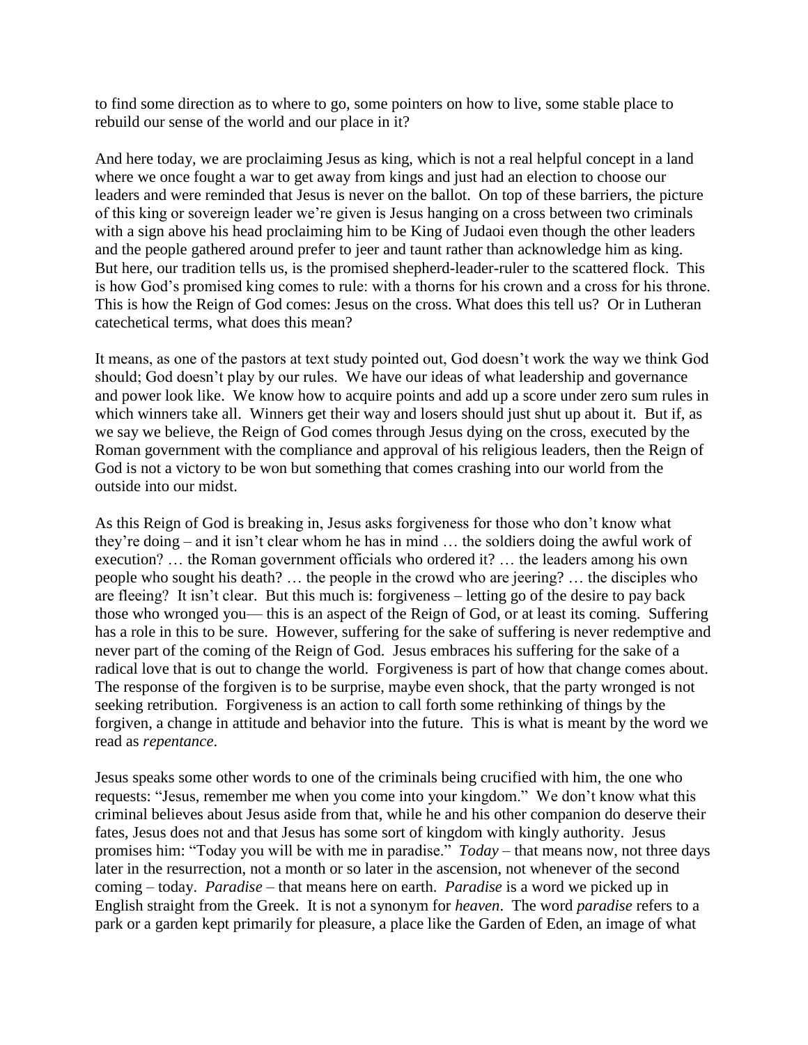to find some direction as to where to go, some pointers on how to live, some stable place to rebuild our sense of the world and our place in it?

And here today, we are proclaiming Jesus as king, which is not a real helpful concept in a land where we once fought a war to get away from kings and just had an election to choose our leaders and were reminded that Jesus is never on the ballot. On top of these barriers, the picture of this king or sovereign leader we're given is Jesus hanging on a cross between two criminals with a sign above his head proclaiming him to be King of Judaoi even though the other leaders and the people gathered around prefer to jeer and taunt rather than acknowledge him as king. But here, our tradition tells us, is the promised shepherd-leader-ruler to the scattered flock. This is how God's promised king comes to rule: with a thorns for his crown and a cross for his throne. This is how the Reign of God comes: Jesus on the cross. What does this tell us? Or in Lutheran catechetical terms, what does this mean?

It means, as one of the pastors at text study pointed out, God doesn't work the way we think God should; God doesn't play by our rules. We have our ideas of what leadership and governance and power look like. We know how to acquire points and add up a score under zero sum rules in which winners take all. Winners get their way and losers should just shut up about it. But if, as we say we believe, the Reign of God comes through Jesus dying on the cross, executed by the Roman government with the compliance and approval of his religious leaders, then the Reign of God is not a victory to be won but something that comes crashing into our world from the outside into our midst.

As this Reign of God is breaking in, Jesus asks forgiveness for those who don't know what they're doing – and it isn't clear whom he has in mind … the soldiers doing the awful work of execution? … the Roman government officials who ordered it? … the leaders among his own people who sought his death? … the people in the crowd who are jeering? … the disciples who are fleeing? It isn't clear. But this much is: forgiveness – letting go of the desire to pay back those who wronged you— this is an aspect of the Reign of God, or at least its coming. Suffering has a role in this to be sure. However, suffering for the sake of suffering is never redemptive and never part of the coming of the Reign of God. Jesus embraces his suffering for the sake of a radical love that is out to change the world. Forgiveness is part of how that change comes about. The response of the forgiven is to be surprise, maybe even shock, that the party wronged is not seeking retribution. Forgiveness is an action to call forth some rethinking of things by the forgiven, a change in attitude and behavior into the future. This is what is meant by the word we read as *repentance*.

Jesus speaks some other words to one of the criminals being crucified with him, the one who requests: "Jesus, remember me when you come into your kingdom." We don't know what this criminal believes about Jesus aside from that, while he and his other companion do deserve their fates, Jesus does not and that Jesus has some sort of kingdom with kingly authority. Jesus promises him: "Today you will be with me in paradise." *Today* – that means now, not three days later in the resurrection, not a month or so later in the ascension, not whenever of the second coming – today. *Paradise* – that means here on earth. *Paradise* is a word we picked up in English straight from the Greek. It is not a synonym for *heaven*. The word *paradise* refers to a park or a garden kept primarily for pleasure, a place like the Garden of Eden, an image of what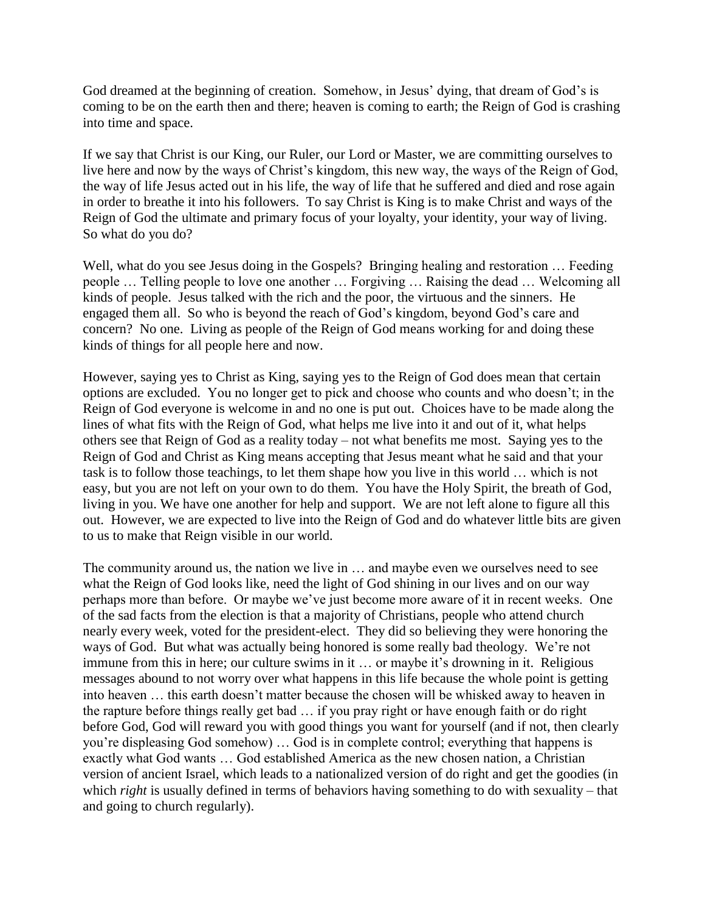God dreamed at the beginning of creation. Somehow, in Jesus' dying, that dream of God's is coming to be on the earth then and there; heaven is coming to earth; the Reign of God is crashing into time and space.

If we say that Christ is our King, our Ruler, our Lord or Master, we are committing ourselves to live here and now by the ways of Christ's kingdom, this new way, the ways of the Reign of God, the way of life Jesus acted out in his life, the way of life that he suffered and died and rose again in order to breathe it into his followers. To say Christ is King is to make Christ and ways of the Reign of God the ultimate and primary focus of your loyalty, your identity, your way of living. So what do you do?

Well, what do you see Jesus doing in the Gospels? Bringing healing and restoration … Feeding people … Telling people to love one another … Forgiving … Raising the dead … Welcoming all kinds of people. Jesus talked with the rich and the poor, the virtuous and the sinners. He engaged them all. So who is beyond the reach of God's kingdom, beyond God's care and concern? No one. Living as people of the Reign of God means working for and doing these kinds of things for all people here and now.

However, saying yes to Christ as King, saying yes to the Reign of God does mean that certain options are excluded. You no longer get to pick and choose who counts and who doesn't; in the Reign of God everyone is welcome in and no one is put out. Choices have to be made along the lines of what fits with the Reign of God, what helps me live into it and out of it, what helps others see that Reign of God as a reality today – not what benefits me most. Saying yes to the Reign of God and Christ as King means accepting that Jesus meant what he said and that your task is to follow those teachings, to let them shape how you live in this world … which is not easy, but you are not left on your own to do them. You have the Holy Spirit, the breath of God, living in you. We have one another for help and support. We are not left alone to figure all this out. However, we are expected to live into the Reign of God and do whatever little bits are given to us to make that Reign visible in our world.

The community around us, the nation we live in … and maybe even we ourselves need to see what the Reign of God looks like, need the light of God shining in our lives and on our way perhaps more than before. Or maybe we've just become more aware of it in recent weeks. One of the sad facts from the election is that a majority of Christians, people who attend church nearly every week, voted for the president-elect. They did so believing they were honoring the ways of God. But what was actually being honored is some really bad theology. We're not immune from this in here; our culture swims in it … or maybe it's drowning in it. Religious messages abound to not worry over what happens in this life because the whole point is getting into heaven … this earth doesn't matter because the chosen will be whisked away to heaven in the rapture before things really get bad … if you pray right or have enough faith or do right before God, God will reward you with good things you want for yourself (and if not, then clearly you're displeasing God somehow) … God is in complete control; everything that happens is exactly what God wants … God established America as the new chosen nation, a Christian version of ancient Israel, which leads to a nationalized version of do right and get the goodies (in which *right* is usually defined in terms of behaviors having something to do with sexuality – that and going to church regularly).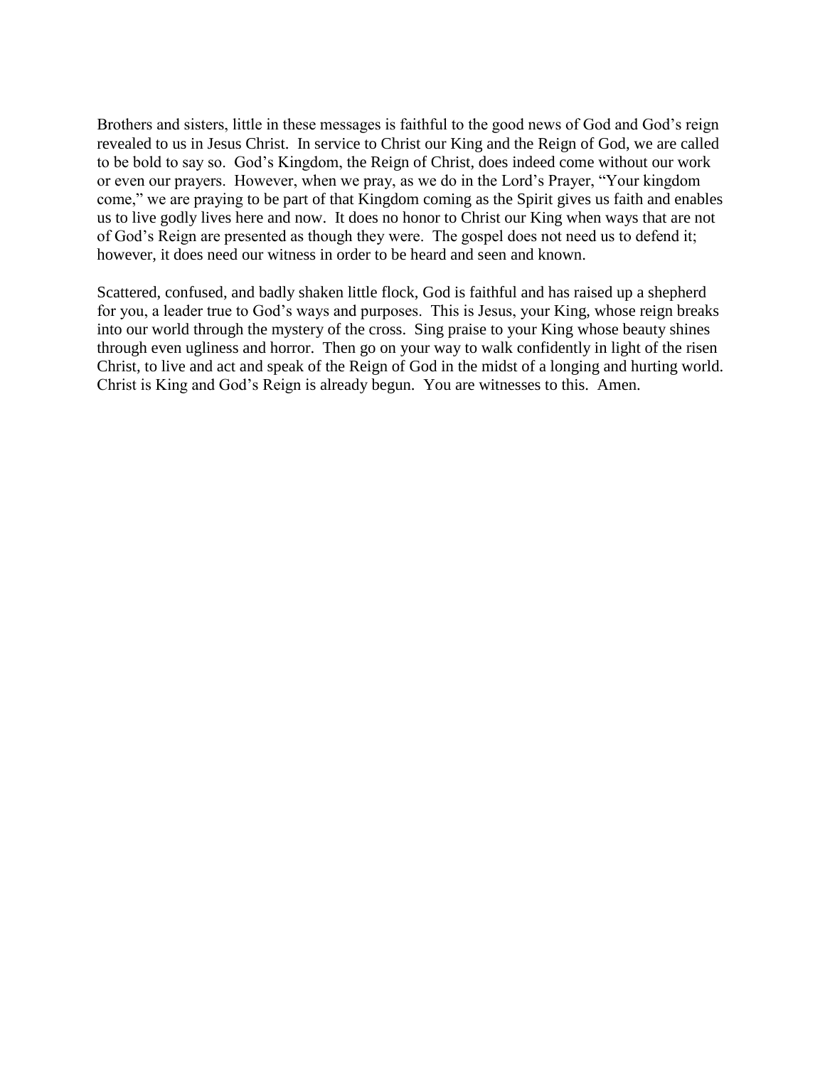Brothers and sisters, little in these messages is faithful to the good news of God and God's reign revealed to us in Jesus Christ. In service to Christ our King and the Reign of God, we are called to be bold to say so. God's Kingdom, the Reign of Christ, does indeed come without our work or even our prayers. However, when we pray, as we do in the Lord's Prayer, "Your kingdom come," we are praying to be part of that Kingdom coming as the Spirit gives us faith and enables us to live godly lives here and now. It does no honor to Christ our King when ways that are not of God's Reign are presented as though they were. The gospel does not need us to defend it; however, it does need our witness in order to be heard and seen and known.

Scattered, confused, and badly shaken little flock, God is faithful and has raised up a shepherd for you, a leader true to God's ways and purposes. This is Jesus, your King, whose reign breaks into our world through the mystery of the cross. Sing praise to your King whose beauty shines through even ugliness and horror. Then go on your way to walk confidently in light of the risen Christ, to live and act and speak of the Reign of God in the midst of a longing and hurting world. Christ is King and God's Reign is already begun. You are witnesses to this. Amen.